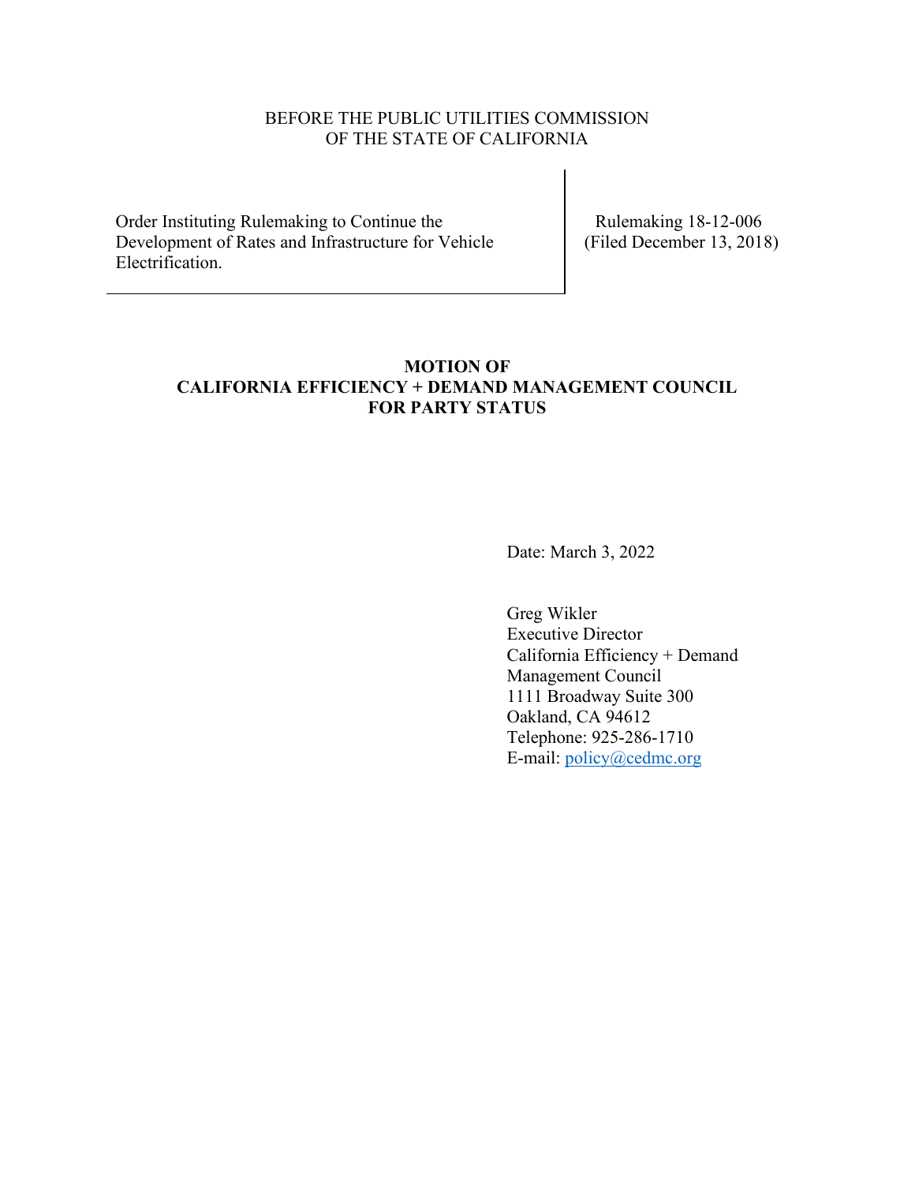BEFORE THE PUBLIC UTILITIES COMMISSION
OF THE STATE OF CALIFORNIA

| Order Instituting Rulemaking to Continue the Development of Rates and Infrastructure for Vehicle Electrification. | Rulemaking 18-12-006 (Filed December 13, 2018) |
|---|---|

**MOTION OF**
**CALIFORNIA EFFICIENCY + DEMAND MANAGEMENT COUNCIL**
**FOR PARTY STATUS**

Date: March 3, 2022

Greg Wikler
Executive Director
California Efficiency + Demand Management Council
1111 Broadway Suite 300
Oakland, CA 94612
Telephone: 925-286-1710
E-mail: policy@cedmc.org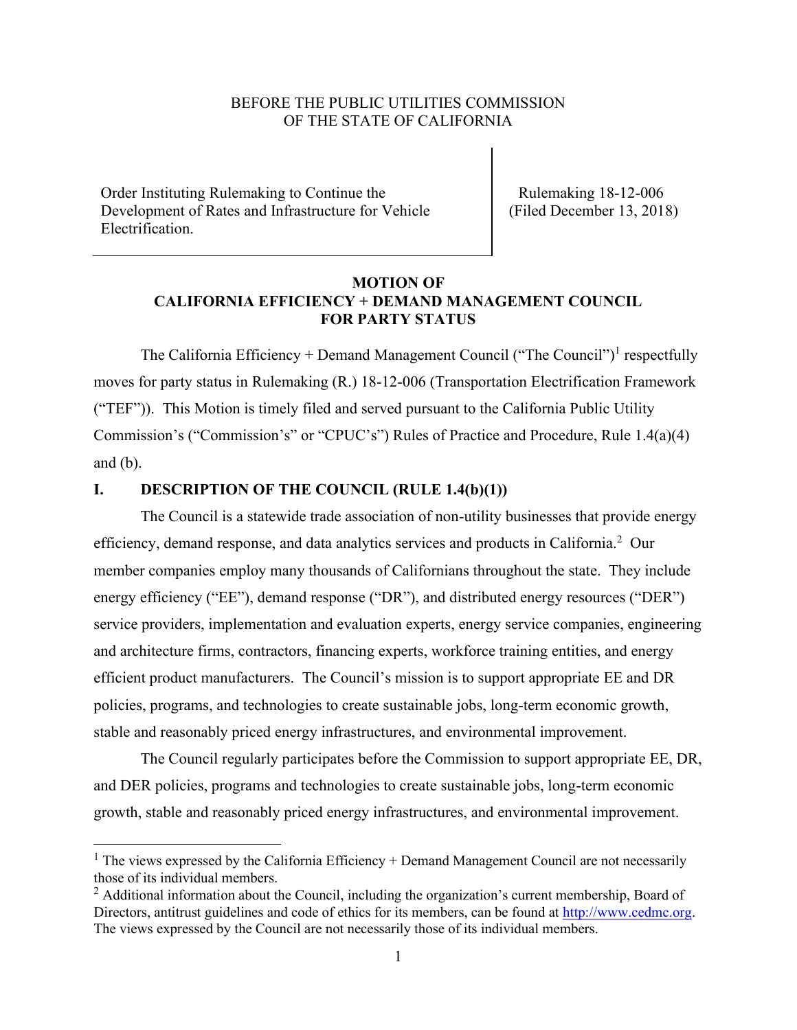BEFORE THE PUBLIC UTILITIES COMMISSION
OF THE STATE OF CALIFORNIA

| Order Instituting Rulemaking to Continue the Development of Rates and Infrastructure for Vehicle Electrification. | Rulemaking 18-12-006 (Filed December 13, 2018) |
|---|---|

**MOTION OF**
**CALIFORNIA EFFICIENCY + DEMAND MANAGEMENT COUNCIL**
**FOR PARTY STATUS**

The California Efficiency + Demand Management Council ("The Council")[1] respectfully moves for party status in Rulemaking (R.) 18-12-006 (Transportation Electrification Framework ("TEF")). This Motion is timely filed and served pursuant to the California Public Utility Commission's ("Commission's" or "CPUC's") Rules of Practice and Procedure, Rule 1.4(a)(4) and (b).

## I. DESCRIPTION OF THE COUNCIL (RULE 1.4(b)(1))

The Council is a statewide trade association of non-utility businesses that provide energy efficiency, demand response, and data analytics services and products in California.[2] Our member companies employ many thousands of Californians throughout the state. They include energy efficiency ("EE"), demand response ("DR"), and distributed energy resources ("DER") service providers, implementation and evaluation experts, energy service companies, engineering and architecture firms, contractors, financing experts, workforce training entities, and energy efficient product manufacturers. The Council's mission is to support appropriate EE and DR policies, programs, and technologies to create sustainable jobs, long-term economic growth, stable and reasonably priced energy infrastructures, and environmental improvement.

The Council regularly participates before the Commission to support appropriate EE, DR, and DER policies, programs and technologies to create sustainable jobs, long-term economic growth, stable and reasonably priced energy infrastructures, and environmental improvement.

---

[1] The views expressed by the California Efficiency + Demand Management Council are not necessarily those of its individual members.

[2] Additional information about the Council, including the organization's current membership, Board of Directors, antitrust guidelines and code of ethics for its members, can be found at http://www.cedmc.org. The views expressed by the Council are not necessarily those of its individual members.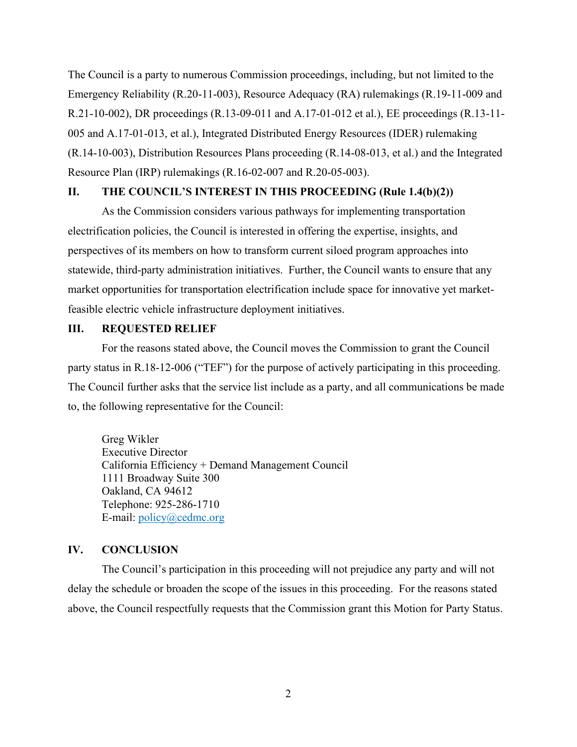The Council is a party to numerous Commission proceedings, including, but not limited to the Emergency Reliability (R.20-11-003), Resource Adequacy (RA) rulemakings (R.19-11-009 and R.21-10-002), DR proceedings (R.13-09-011 and A.17-01-012 et al.), EE proceedings (R.13-11-005 and A.17-01-013, et al.), Integrated Distributed Energy Resources (IDER) rulemaking (R.14-10-003), Distribution Resources Plans proceeding (R.14-08-013, et al.) and the Integrated Resource Plan (IRP) rulemakings (R.16-02-007 and R.20-05-003).

## II. THE COUNCIL'S INTEREST IN THIS PROCEEDING (Rule 1.4(b)(2))

As the Commission considers various pathways for implementing transportation electrification policies, the Council is interested in offering the expertise, insights, and perspectives of its members on how to transform current siloed program approaches into statewide, third-party administration initiatives. Further, the Council wants to ensure that any market opportunities for transportation electrification include space for innovative yet market-feasible electric vehicle infrastructure deployment initiatives.

## III. REQUESTED RELIEF

For the reasons stated above, the Council moves the Commission to grant the Council party status in R.18-12-006 ("TEF") for the purpose of actively participating in this proceeding. The Council further asks that the service list include as a party, and all communications be made to, the following representative for the Council:

Greg Wikler
Executive Director
California Efficiency + Demand Management Council
1111 Broadway Suite 300
Oakland, CA 94612
Telephone: 925-286-1710
E-mail: policy@cedmc.org

## IV. CONCLUSION

The Council's participation in this proceeding will not prejudice any party and will not delay the schedule or broaden the scope of the issues in this proceeding. For the reasons stated above, the Council respectfully requests that the Commission grant this Motion for Party Status.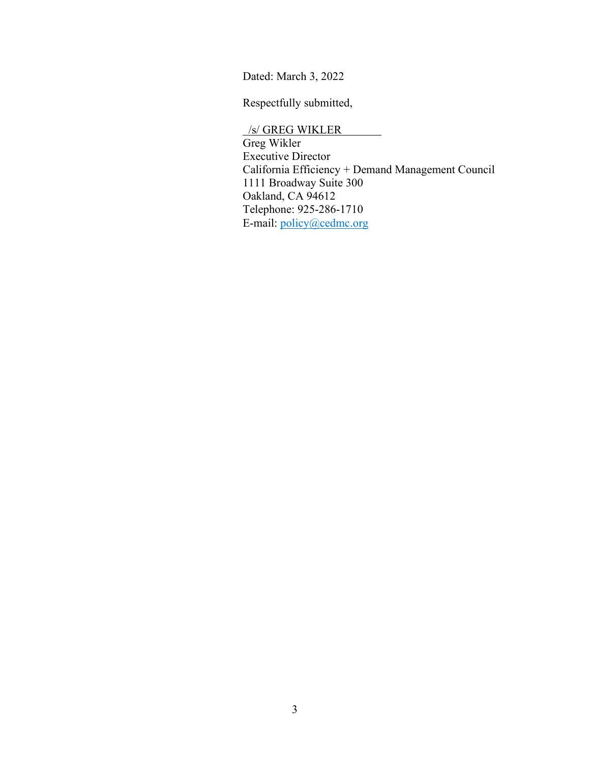Dated: March 3, 2022

Respectfully submitted,

/s/ GREG WIKLER
Greg Wikler
Executive Director
California Efficiency + Demand Management Council
1111 Broadway Suite 300
Oakland, CA 94612
Telephone: 925-286-1710
E-mail: policy@cedmc.org